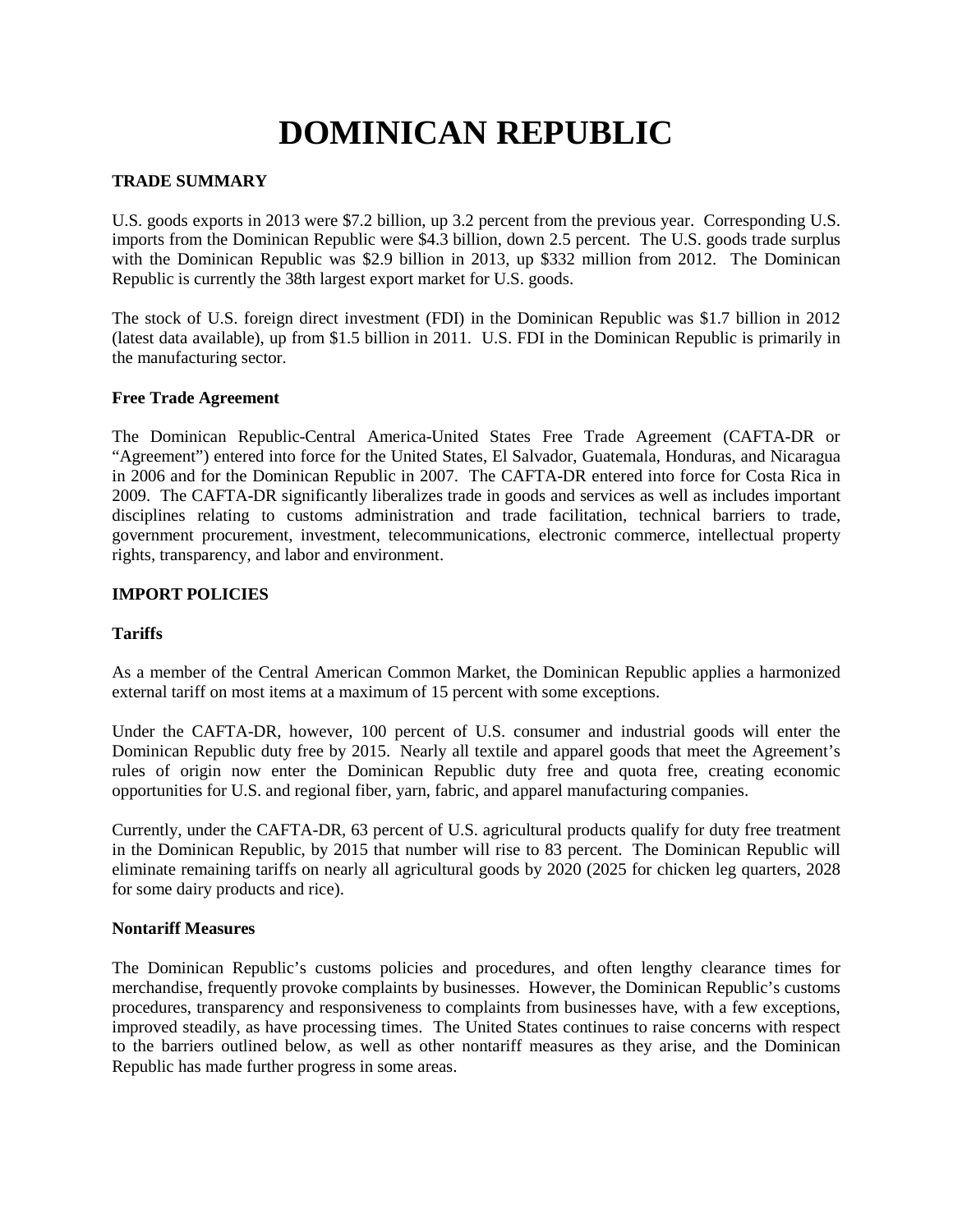# DOMINICAN REPUBLIC

## TRADE SUMMARY

U.S. goods exports in 2013 were $7.2 billion, up 3.2 percent from the previous year. Corresponding U.S. imports from the Dominican Republic were $4.3 billion, down 2.5 percent. The U.S. goods trade surplus with the Dominican Republic was $2.9 billion in 2013, up $332 million from 2012. The Dominican Republic is currently the 38th largest export market for U.S. goods.

The stock of U.S. foreign direct investment (FDI) in the Dominican Republic was $1.7 billion in 2012 (latest data available), up from $1.5 billion in 2011. U.S. FDI in the Dominican Republic is primarily in the manufacturing sector.

### Free Trade Agreement

The Dominican Republic-Central America-United States Free Trade Agreement (CAFTA-DR or "Agreement") entered into force for the United States, El Salvador, Guatemala, Honduras, and Nicaragua in 2006 and for the Dominican Republic in 2007. The CAFTA-DR entered into force for Costa Rica in 2009. The CAFTA-DR significantly liberalizes trade in goods and services as well as includes important disciplines relating to customs administration and trade facilitation, technical barriers to trade, government procurement, investment, telecommunications, electronic commerce, intellectual property rights, transparency, and labor and environment.

## IMPORT POLICIES

### Tariffs

As a member of the Central American Common Market, the Dominican Republic applies a harmonized external tariff on most items at a maximum of 15 percent with some exceptions.

Under the CAFTA-DR, however, 100 percent of U.S. consumer and industrial goods will enter the Dominican Republic duty free by 2015. Nearly all textile and apparel goods that meet the Agreement's rules of origin now enter the Dominican Republic duty free and quota free, creating economic opportunities for U.S. and regional fiber, yarn, fabric, and apparel manufacturing companies.

Currently, under the CAFTA-DR, 63 percent of U.S. agricultural products qualify for duty free treatment in the Dominican Republic, by 2015 that number will rise to 83 percent. The Dominican Republic will eliminate remaining tariffs on nearly all agricultural goods by 2020 (2025 for chicken leg quarters, 2028 for some dairy products and rice).

### Nontariff Measures

The Dominican Republic's customs policies and procedures, and often lengthy clearance times for merchandise, frequently provoke complaints by businesses. However, the Dominican Republic's customs procedures, transparency and responsiveness to complaints from businesses have, with a few exceptions, improved steadily, as have processing times. The United States continues to raise concerns with respect to the barriers outlined below, as well as other nontariff measures as they arise, and the Dominican Republic has made further progress in some areas.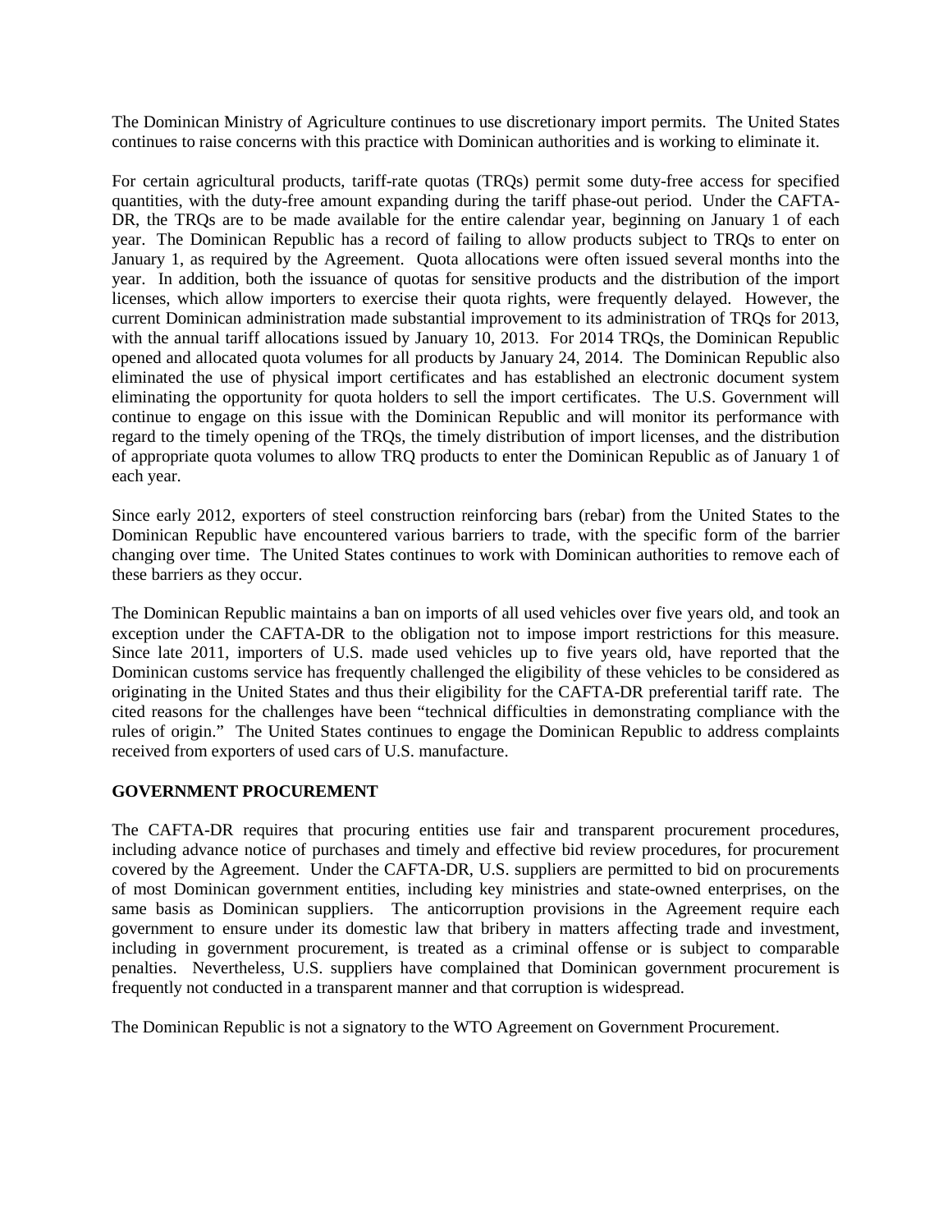The Dominican Ministry of Agriculture continues to use discretionary import permits. The United States continues to raise concerns with this practice with Dominican authorities and is working to eliminate it.

For certain agricultural products, tariff-rate quotas (TRQs) permit some duty-free access for specified quantities, with the duty-free amount expanding during the tariff phase-out period. Under the CAFTA-DR, the TRQs are to be made available for the entire calendar year, beginning on January 1 of each year. The Dominican Republic has a record of failing to allow products subject to TRQs to enter on January 1, as required by the Agreement. Quota allocations were often issued several months into the year. In addition, both the issuance of quotas for sensitive products and the distribution of the import licenses, which allow importers to exercise their quota rights, were frequently delayed. However, the current Dominican administration made substantial improvement to its administration of TRQs for 2013, with the annual tariff allocations issued by January 10, 2013. For 2014 TRQs, the Dominican Republic opened and allocated quota volumes for all products by January 24, 2014. The Dominican Republic also eliminated the use of physical import certificates and has established an electronic document system eliminating the opportunity for quota holders to sell the import certificates. The U.S. Government will continue to engage on this issue with the Dominican Republic and will monitor its performance with regard to the timely opening of the TRQs, the timely distribution of import licenses, and the distribution of appropriate quota volumes to allow TRQ products to enter the Dominican Republic as of January 1 of each year.

Since early 2012, exporters of steel construction reinforcing bars (rebar) from the United States to the Dominican Republic have encountered various barriers to trade, with the specific form of the barrier changing over time. The United States continues to work with Dominican authorities to remove each of these barriers as they occur.

The Dominican Republic maintains a ban on imports of all used vehicles over five years old, and took an exception under the CAFTA-DR to the obligation not to impose import restrictions for this measure. Since late 2011, importers of U.S. made used vehicles up to five years old, have reported that the Dominican customs service has frequently challenged the eligibility of these vehicles to be considered as originating in the United States and thus their eligibility for the CAFTA-DR preferential tariff rate. The cited reasons for the challenges have been "technical difficulties in demonstrating compliance with the rules of origin." The United States continues to engage the Dominican Republic to address complaints received from exporters of used cars of U.S. manufacture.

## GOVERNMENT PROCUREMENT

The CAFTA-DR requires that procuring entities use fair and transparent procurement procedures, including advance notice of purchases and timely and effective bid review procedures, for procurement covered by the Agreement. Under the CAFTA-DR, U.S. suppliers are permitted to bid on procurements of most Dominican government entities, including key ministries and state-owned enterprises, on the same basis as Dominican suppliers. The anticorruption provisions in the Agreement require each government to ensure under its domestic law that bribery in matters affecting trade and investment, including in government procurement, is treated as a criminal offense or is subject to comparable penalties. Nevertheless, U.S. suppliers have complained that Dominican government procurement is frequently not conducted in a transparent manner and that corruption is widespread.

The Dominican Republic is not a signatory to the WTO Agreement on Government Procurement.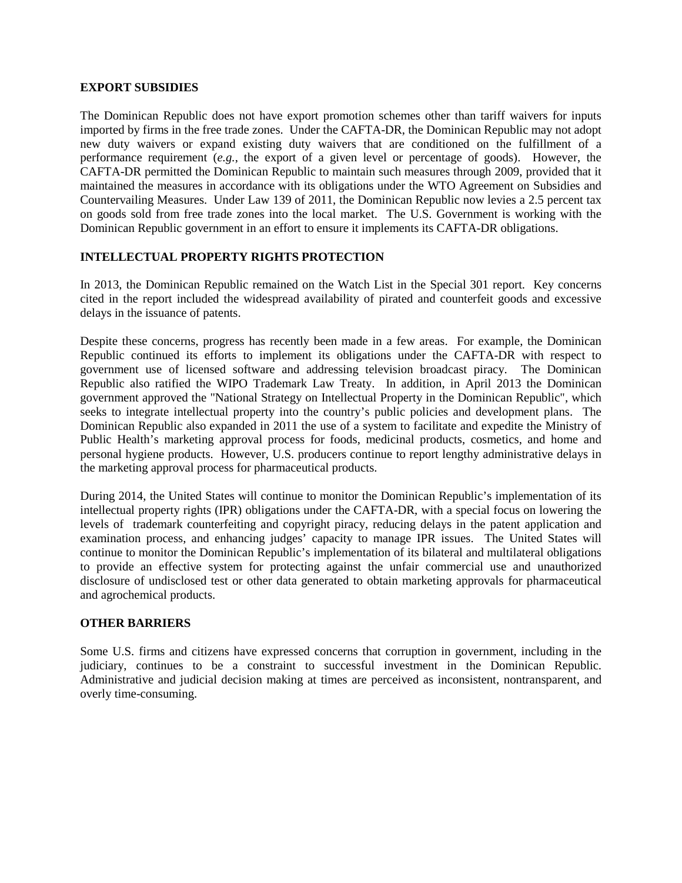**EXPORT SUBSIDIES**

The Dominican Republic does not have export promotion schemes other than tariff waivers for inputs imported by firms in the free trade zones. Under the CAFTA-DR, the Dominican Republic may not adopt new duty waivers or expand existing duty waivers that are conditioned on the fulfillment of a performance requirement (*e.g.*, the export of a given level or percentage of goods). However, the CAFTA-DR permitted the Dominican Republic to maintain such measures through 2009, provided that it maintained the measures in accordance with its obligations under the WTO Agreement on Subsidies and Countervailing Measures. Under Law 139 of 2011, the Dominican Republic now levies a 2.5 percent tax on goods sold from free trade zones into the local market. The U.S. Government is working with the Dominican Republic government in an effort to ensure it implements its CAFTA-DR obligations.

**INTELLECTUAL PROPERTY RIGHTS PROTECTION**

In 2013, the Dominican Republic remained on the Watch List in the Special 301 report. Key concerns cited in the report included the widespread availability of pirated and counterfeit goods and excessive delays in the issuance of patents.

Despite these concerns, progress has recently been made in a few areas. For example, the Dominican Republic continued its efforts to implement its obligations under the CAFTA-DR with respect to government use of licensed software and addressing television broadcast piracy. The Dominican Republic also ratified the WIPO Trademark Law Treaty. In addition, in April 2013 the Dominican government approved the "National Strategy on Intellectual Property in the Dominican Republic", which seeks to integrate intellectual property into the country's public policies and development plans. The Dominican Republic also expanded in 2011 the use of a system to facilitate and expedite the Ministry of Public Health's marketing approval process for foods, medicinal products, cosmetics, and home and personal hygiene products. However, U.S. producers continue to report lengthy administrative delays in the marketing approval process for pharmaceutical products.

During 2014, the United States will continue to monitor the Dominican Republic's implementation of its intellectual property rights (IPR) obligations under the CAFTA-DR, with a special focus on lowering the levels of trademark counterfeiting and copyright piracy, reducing delays in the patent application and examination process, and enhancing judges' capacity to manage IPR issues. The United States will continue to monitor the Dominican Republic's implementation of its bilateral and multilateral obligations to provide an effective system for protecting against the unfair commercial use and unauthorized disclosure of undisclosed test or other data generated to obtain marketing approvals for pharmaceutical and agrochemical products.

**OTHER BARRIERS**

Some U.S. firms and citizens have expressed concerns that corruption in government, including in the judiciary, continues to be a constraint to successful investment in the Dominican Republic. Administrative and judicial decision making at times are perceived as inconsistent, nontransparent, and overly time-consuming.